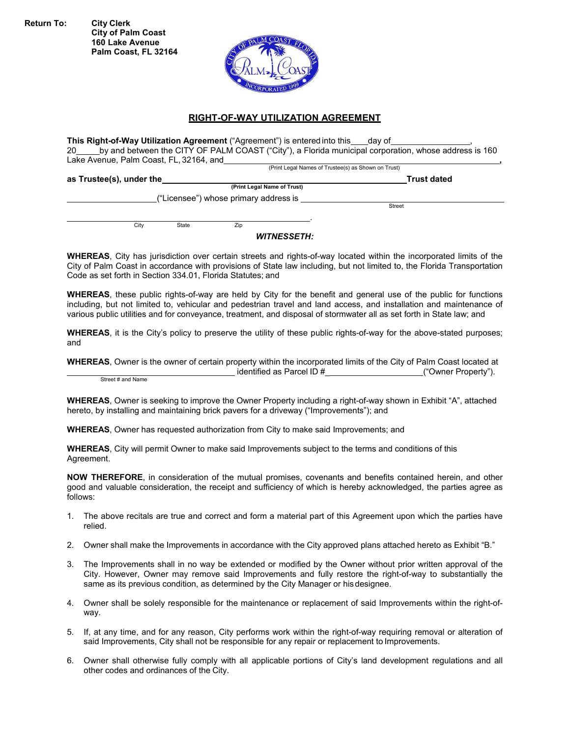**Return To:** City Clerk
City of Palm Coast
160 Lake Avenue
Palm Coast, FL 32164

# RIGHT-OF-WAY UTILIZATION AGREEMENT

**This Right-of-Way Utilization Agreement** ("Agreement") is entered into this____day of________________, 20_____by and between the CITY OF PALM COAST ("City"), a Florida municipal corporation, whose address is 160 Lake Avenue, Palm Coast, FL, 32164, and________________________________________________,
(Print Legal Names of Trustee(s) as Shown on Trust)

**as Trustee(s), under the**________________________________________________**Trust dated**
(Print Legal Name of Trust)

____________________("Licensee") whose primary address is ________________________________________
Street

________________________________________________.
City State Zip

***WITNESSETH:***

**WHEREAS**, City has jurisdiction over certain streets and rights-of-way located within the incorporated limits of the City of Palm Coast in accordance with provisions of State law including, but not limited to, the Florida Transportation Code as set forth in Section 334.01, Florida Statutes; and

**WHEREAS**, these public rights-of-way are held by City for the benefit and general use of the public for functions including, but not limited to, vehicular and pedestrian travel and land access, and installation and maintenance of various public utilities and for conveyance, treatment, and disposal of stormwater all as set forth in State law; and

**WHEREAS**, it is the City's policy to preserve the utility of these public rights-of-way for the above-stated purposes; and

**WHEREAS**, Owner is the owner of certain property within the incorporated limits of the City of Palm Coast located at ________________________________ identified as Parcel ID #____________________("Owner Property").
Street # and Name

**WHEREAS**, Owner is seeking to improve the Owner Property including a right-of-way shown in Exhibit "A", attached hereto, by installing and maintaining brick pavers for a driveway ("Improvements"); and

**WHEREAS**, Owner has requested authorization from City to make said Improvements; and

**WHEREAS**, City will permit Owner to make said Improvements subject to the terms and conditions of this Agreement.

**NOW THEREFORE**, in consideration of the mutual promises, covenants and benefits contained herein, and other good and valuable consideration, the receipt and sufficiency of which is hereby acknowledged, the parties agree as follows:

1. The above recitals are true and correct and form a material part of this Agreement upon which the parties have relied.

2. Owner shall make the Improvements in accordance with the City approved plans attached hereto as Exhibit "B."

3. The Improvements shall in no way be extended or modified by the Owner without prior written approval of the City. However, Owner may remove said Improvements and fully restore the right-of-way to substantially the same as its previous condition, as determined by the City Manager or his designee.

4. Owner shall be solely responsible for the maintenance or replacement of said Improvements within the right-of-way.

5. If, at any time, and for any reason, City performs work within the right-of-way requiring removal or alteration of said Improvements, City shall not be responsible for any repair or replacement to Improvements.

6. Owner shall otherwise fully comply with all applicable portions of City's land development regulations and all other codes and ordinances of the City.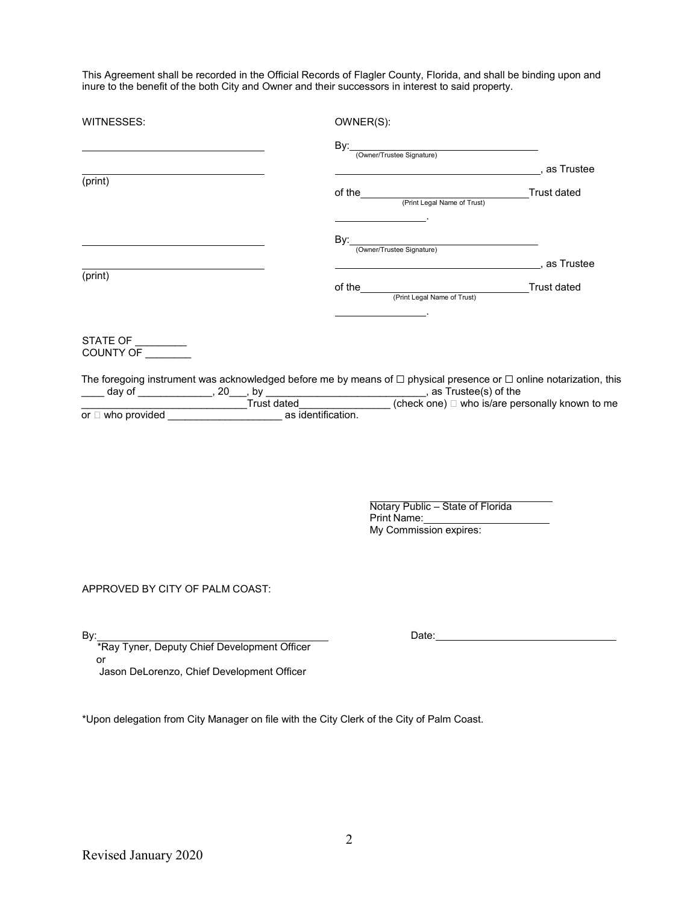This Agreement shall be recorded in the Official Records of Flagler County, Florida, and shall be binding upon and inure to the benefit of the both City and Owner and their successors in interest to said property.

WITNESSES:

_______________________________

_______________________________
(print)

_______________________________

_______________________________
(print)

OWNER(S):

By:_______________________________
(Owner/Trustee Signature)

_______________________________, as Trustee

of the_______________________________Trust dated
(Print Legal Name of Trust)

_______________.

By:_______________________________
(Owner/Trustee Signature)

_______________________________, as Trustee

of the_______________________________Trust dated
(Print Legal Name of Trust)

_______________.

STATE OF _________
COUNTY OF ________

The foregoing instrument was acknowledged before me by means of ☐ physical presence or ☐ online notarization, this ____ day of _____________, 20___, by ___________________________, as Trustee(s) of the _____________________Trust dated_______________ (check one) ☐ who is/are personally known to me or ☐ who provided ___________________ as identification.

_______________________________
Notary Public – State of Florida
Print Name:_____________________
My Commission expires:

APPROVED BY CITY OF PALM COAST:

By:_______________________________
*Ray Tyner, Deputy Chief Development Officer
or
Jason DeLorenzo, Chief Development Officer

Date:_______________________________

*Upon delegation from City Manager on file with the City Clerk of the City of Palm Coast.

Revised January 2020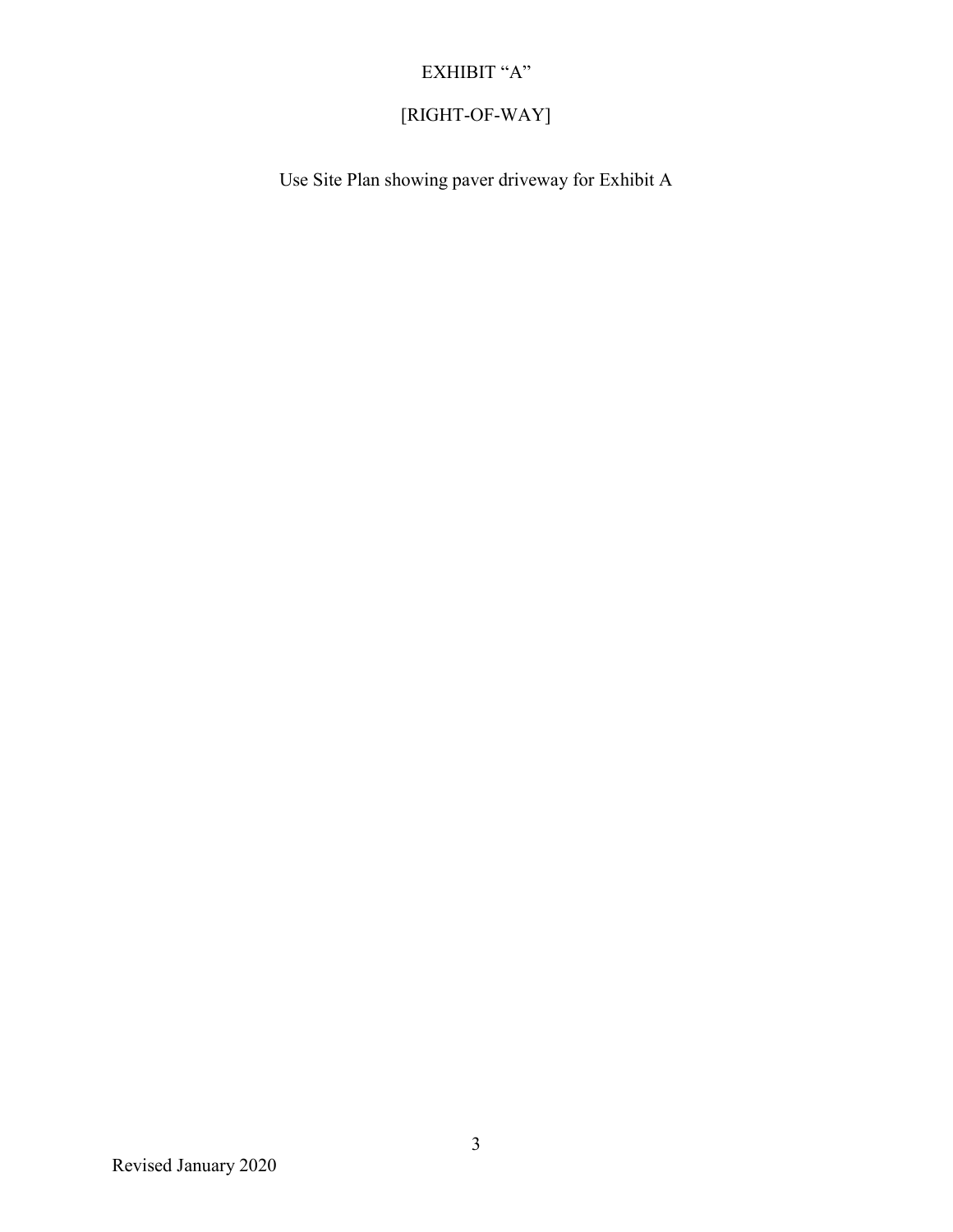# EXHIBIT "A"

## [RIGHT-OF-WAY]

Use Site Plan showing paver driveway for Exhibit A

Revised January 2020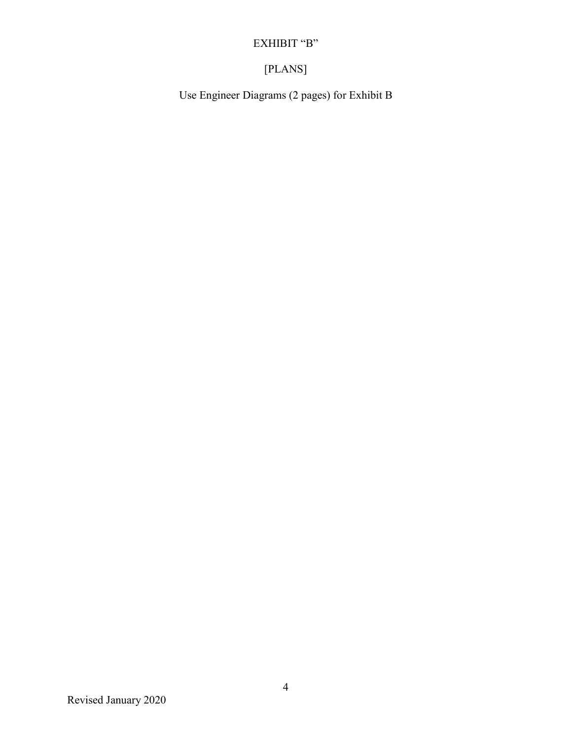# EXHIBIT "B"

## [PLANS]

Use Engineer Diagrams (2 pages) for Exhibit B

Revised January 2020